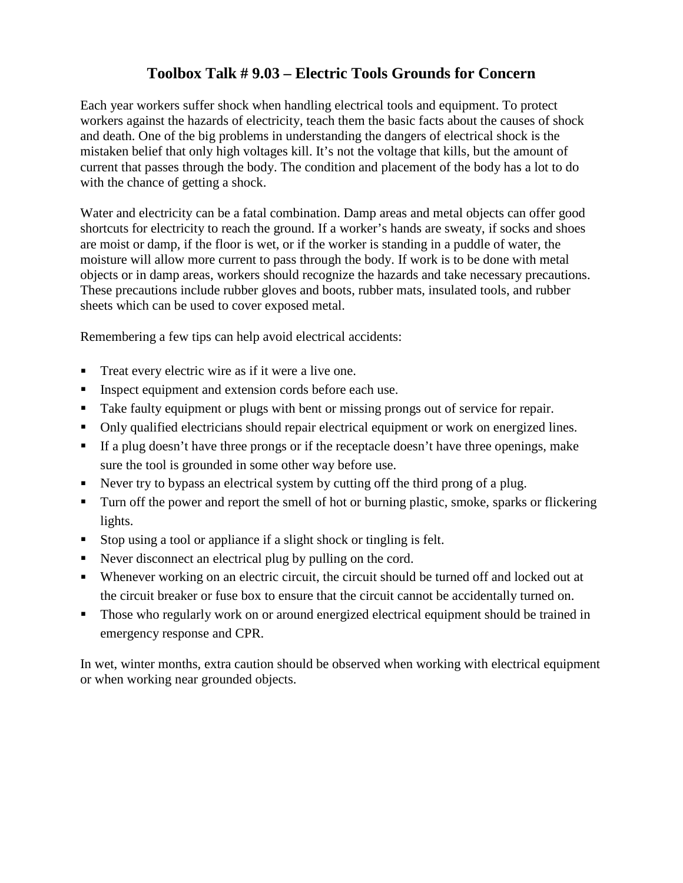# Toolbox Talk # 9.03 – Electric Tools Grounds for Concern

Each year workers suffer shock when handling electrical tools and equipment. To protect workers against the hazards of electricity, teach them the basic facts about the causes of shock and death. One of the big problems in understanding the dangers of electrical shock is the mistaken belief that only high voltages kill. It's not the voltage that kills, but the amount of current that passes through the body. The condition and placement of the body has a lot to do with the chance of getting a shock.

Water and electricity can be a fatal combination. Damp areas and metal objects can offer good shortcuts for electricity to reach the ground. If a worker's hands are sweaty, if socks and shoes are moist or damp, if the floor is wet, or if the worker is standing in a puddle of water, the moisture will allow more current to pass through the body. If work is to be done with metal objects or in damp areas, workers should recognize the hazards and take necessary precautions. These precautions include rubber gloves and boots, rubber mats, insulated tools, and rubber sheets which can be used to cover exposed metal.

Remembering a few tips can help avoid electrical accidents:

- Treat every electric wire as if it were a live one.
- Inspect equipment and extension cords before each use.
- Take faulty equipment or plugs with bent or missing prongs out of service for repair.
- Only qualified electricians should repair electrical equipment or work on energized lines.
- If a plug doesn't have three prongs or if the receptacle doesn't have three openings, make sure the tool is grounded in some other way before use.
- Never try to bypass an electrical system by cutting off the third prong of a plug.
- Turn off the power and report the smell of hot or burning plastic, smoke, sparks or flickering lights.
- Stop using a tool or appliance if a slight shock or tingling is felt.
- Never disconnect an electrical plug by pulling on the cord.
- Whenever working on an electric circuit, the circuit should be turned off and locked out at the circuit breaker or fuse box to ensure that the circuit cannot be accidentally turned on.
- Those who regularly work on or around energized electrical equipment should be trained in emergency response and CPR.

In wet, winter months, extra caution should be observed when working with electrical equipment or when working near grounded objects.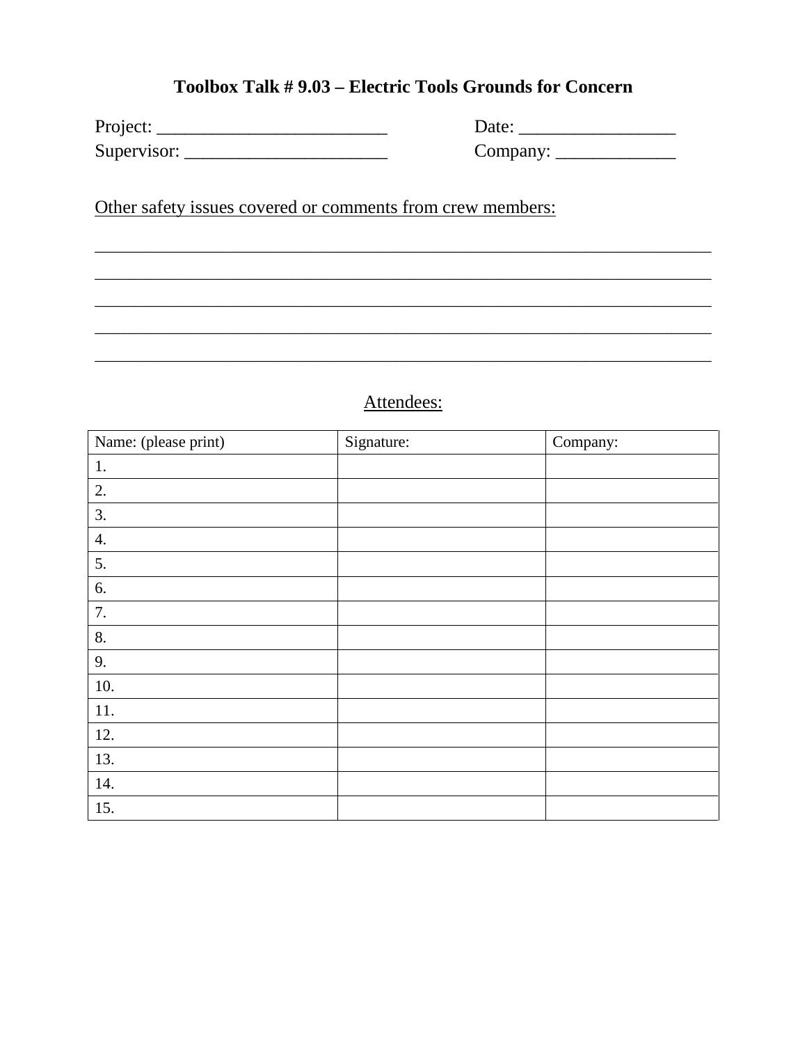**Toolbox Talk # 9.03 – Electric Tools Grounds for Concern**

Project: _________________________ Date: _________________

Supervisor: ______________________ Company: _____________

Other safety issues covered or comments from crew members:

______________________________________________________________________

______________________________________________________________________

______________________________________________________________________

______________________________________________________________________

______________________________________________________________________

Attendees:

| Name: (please print) | Signature: | Company: |
|---|---|---|
| 1. | | |
| 2. | | |
| 3. | | |
| 4. | | |
| 5. | | |
| 6. | | |
| 7. | | |
| 8. | | |
| 9. | | |
| 10. | | |
| 11. | | |
| 12. | | |
| 13. | | |
| 14. | | |
| 15. | | |